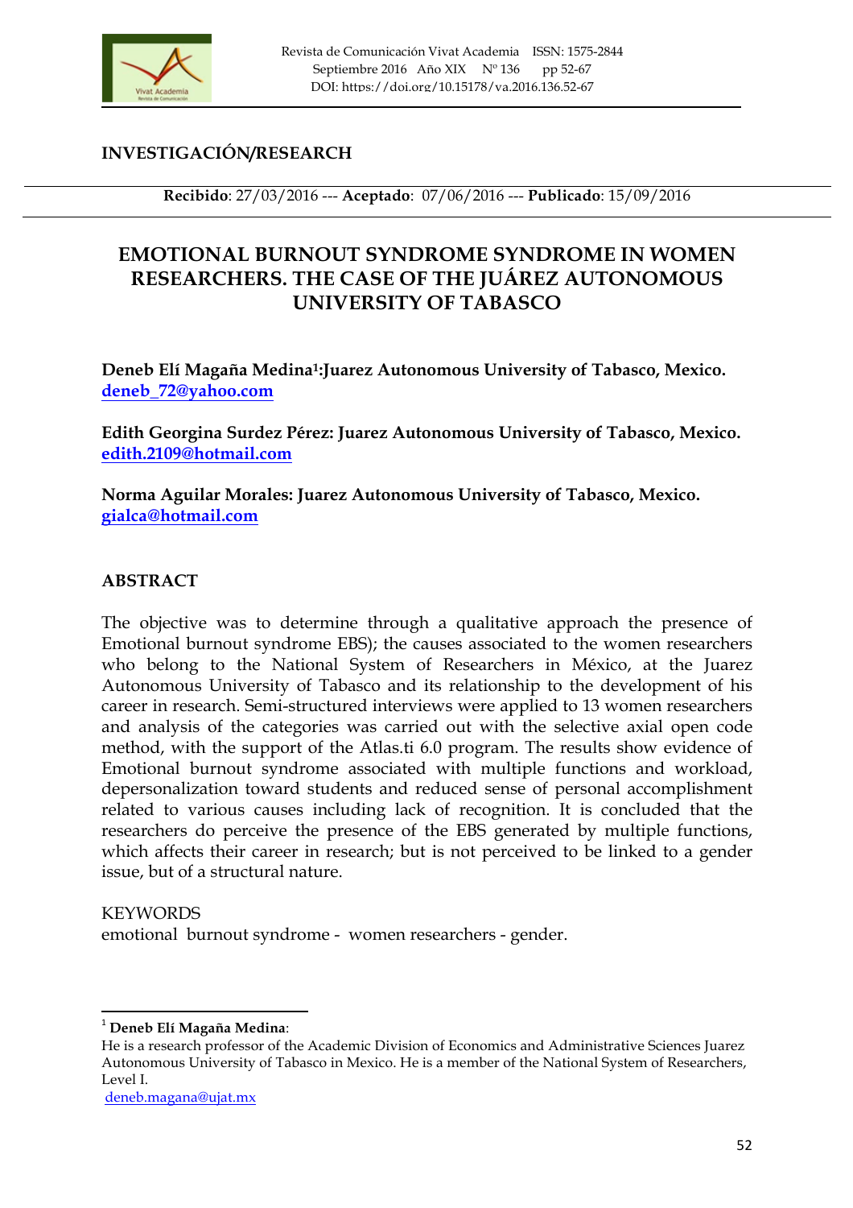INVESTIGACIÓN/RESEARCH

**Recibido**: 27/03/2016 --- **Aceptado**: 07/06/2016 --- **Publicado**: 15/09/2016

# EMOTIONAL BURNOUT SYNDROME SYNDROME IN WOMEN RESEARCHERS. THE CASE OF THE JUÁREZ AUTONOMOUS UNIVERSITY OF TABASCO

**Deneb Elí Magaña Medina[1]:Juarez Autonomous University of Tabasco, Mexico.** deneb_72@yahoo.com

**Edith Georgina Surdez Pérez: Juarez Autonomous University of Tabasco, Mexico.** edith.2109@hotmail.com

**Norma Aguilar Morales: Juarez Autonomous University of Tabasco, Mexico.** gialca@hotmail.com

## ABSTRACT

The objective was to determine through a qualitative approach the presence of Emotional burnout syndrome EBS); the causes associated to the women researchers who belong to the National System of Researchers in México, at the Juarez Autonomous University of Tabasco and its relationship to the development of his career in research. Semi-structured interviews were applied to 13 women researchers and analysis of the categories was carried out with the selective axial open code method, with the support of the Atlas.ti 6.0 program. The results show evidence of Emotional burnout syndrome associated with multiple functions and workload, depersonalization toward students and reduced sense of personal accomplishment related to various causes including lack of recognition. It is concluded that the researchers do perceive the presence of the EBS generated by multiple functions, which affects their career in research; but is not perceived to be linked to a gender issue, but of a structural nature.

KEYWORDS

emotional burnout syndrome - women researchers - gender.

---

[1] **Deneb Elí Magaña Medina**:
He is a research professor of the Academic Division of Economics and Administrative Sciences Juarez Autonomous University of Tabasco in Mexico. He is a member of the National System of Researchers, Level I.
deneb.magana@ujat.mx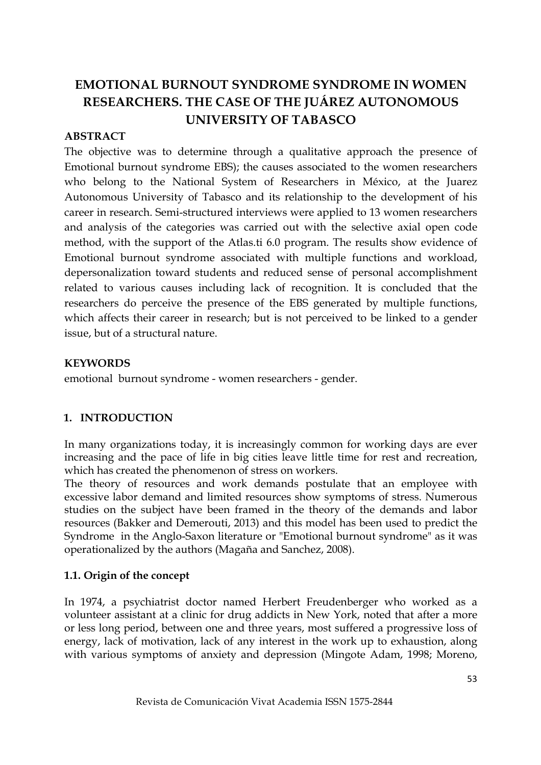# EMOTIONAL BURNOUT SYNDROME SYNDROME IN WOMEN RESEARCHERS. THE CASE OF THE JUÁREZ AUTONOMOUS UNIVERSITY OF TABASCO

**ABSTRACT**

The objective was to determine through a qualitative approach the presence of Emotional burnout syndrome EBS); the causes associated to the women researchers who belong to the National System of Researchers in México, at the Juarez Autonomous University of Tabasco and its relationship to the development of his career in research. Semi-structured interviews were applied to 13 women researchers and analysis of the categories was carried out with the selective axial open code method, with the support of the Atlas.ti 6.0 program. The results show evidence of Emotional burnout syndrome associated with multiple functions and workload, depersonalization toward students and reduced sense of personal accomplishment related to various causes including lack of recognition. It is concluded that the researchers do perceive the presence of the EBS generated by multiple functions, which affects their career in research; but is not perceived to be linked to a gender issue, but of a structural nature.

**KEYWORDS**

emotional burnout syndrome - women researchers - gender.

## 1. INTRODUCTION

In many organizations today, it is increasingly common for working days are ever increasing and the pace of life in big cities leave little time for rest and recreation, which has created the phenomenon of stress on workers.

The theory of resources and work demands postulate that an employee with excessive labor demand and limited resources show symptoms of stress. Numerous studies on the subject have been framed in the theory of the demands and labor resources (Bakker and Demerouti, 2013) and this model has been used to predict the Syndrome in the Anglo-Saxon literature or "Emotional burnout syndrome" as it was operationalized by the authors (Magaña and Sanchez, 2008).

### 1.1. Origin of the concept

In 1974, a psychiatrist doctor named Herbert Freudenberger who worked as a volunteer assistant at a clinic for drug addicts in New York, noted that after a more or less long period, between one and three years, most suffered a progressive loss of energy, lack of motivation, lack of any interest in the work up to exhaustion, along with various symptoms of anxiety and depression (Mingote Adam, 1998; Moreno,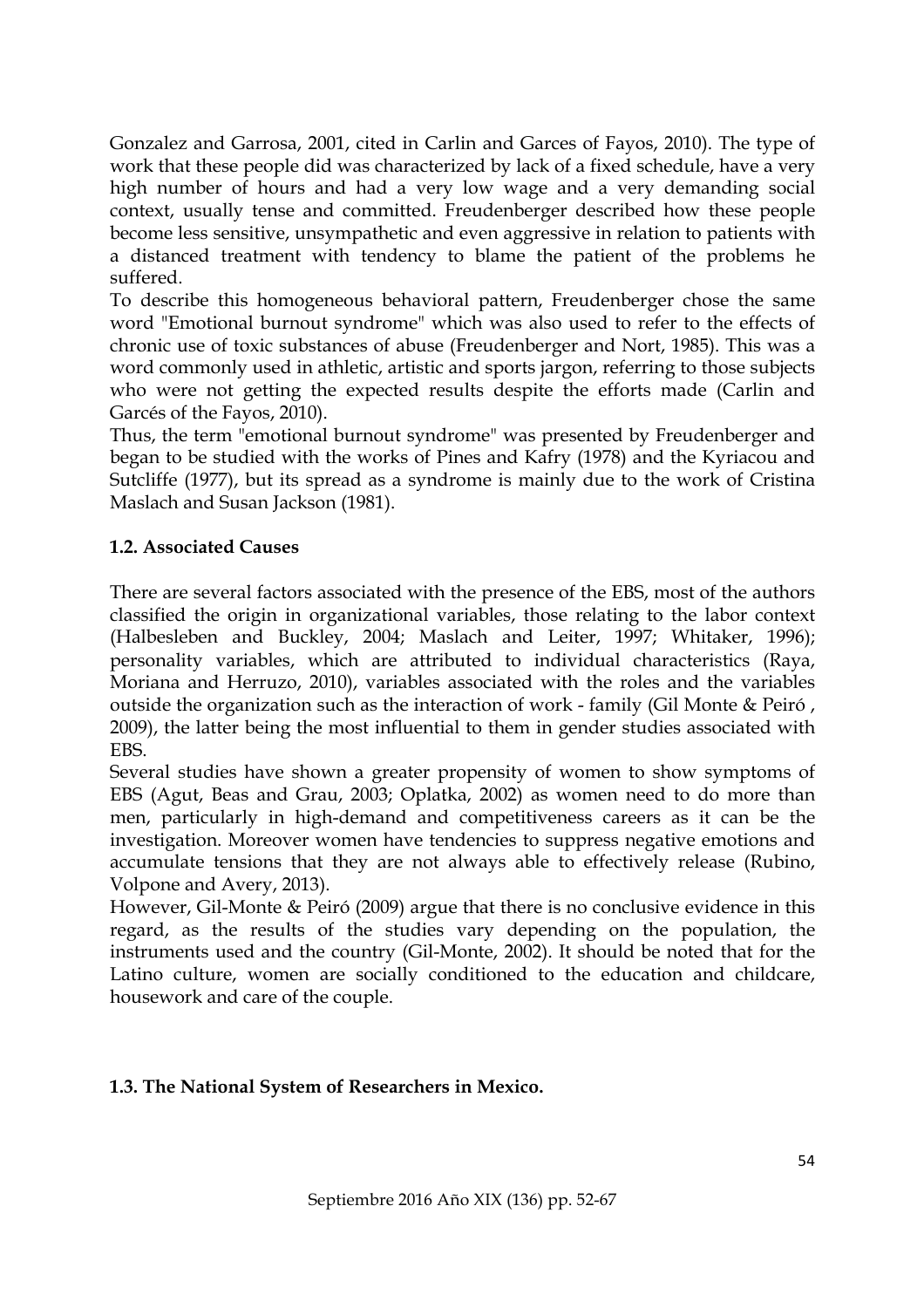Gonzalez and Garrosa, 2001, cited in Carlin and Garces of Fayos, 2010). The type of work that these people did was characterized by lack of a fixed schedule, have a very high number of hours and had a very low wage and a very demanding social context, usually tense and committed. Freudenberger described how these people become less sensitive, unsympathetic and even aggressive in relation to patients with a distanced treatment with tendency to blame the patient of the problems he suffered.

To describe this homogeneous behavioral pattern, Freudenberger chose the same word "Emotional burnout syndrome" which was also used to refer to the effects of chronic use of toxic substances of abuse (Freudenberger and Nort, 1985). This was a word commonly used in athletic, artistic and sports jargon, referring to those subjects who were not getting the expected results despite the efforts made (Carlin and Garcés of the Fayos, 2010).

Thus, the term "emotional burnout syndrome" was presented by Freudenberger and began to be studied with the works of Pines and Kafry (1978) and the Kyriacou and Sutcliffe (1977), but its spread as a syndrome is mainly due to the work of Cristina Maslach and Susan Jackson (1981).

### 1.2. Associated Causes

There are several factors associated with the presence of the EBS, most of the authors classified the origin in organizational variables, those relating to the labor context (Halbesleben and Buckley, 2004; Maslach and Leiter, 1997; Whitaker, 1996); personality variables, which are attributed to individual characteristics (Raya, Moriana and Herruzo, 2010), variables associated with the roles and the variables outside the organization such as the interaction of work - family (Gil Monte & Peiró , 2009), the latter being the most influential to them in gender studies associated with EBS.

Several studies have shown a greater propensity of women to show symptoms of EBS (Agut, Beas and Grau, 2003; Oplatka, 2002) as women need to do more than men, particularly in high-demand and competitiveness careers as it can be the investigation. Moreover women have tendencies to suppress negative emotions and accumulate tensions that they are not always able to effectively release (Rubino, Volpone and Avery, 2013).

However, Gil-Monte & Peiró (2009) argue that there is no conclusive evidence in this regard, as the results of the studies vary depending on the population, the instruments used and the country (Gil-Monte, 2002). It should be noted that for the Latino culture, women are socially conditioned to the education and childcare, housework and care of the couple.

### 1.3. The National System of Researchers in Mexico.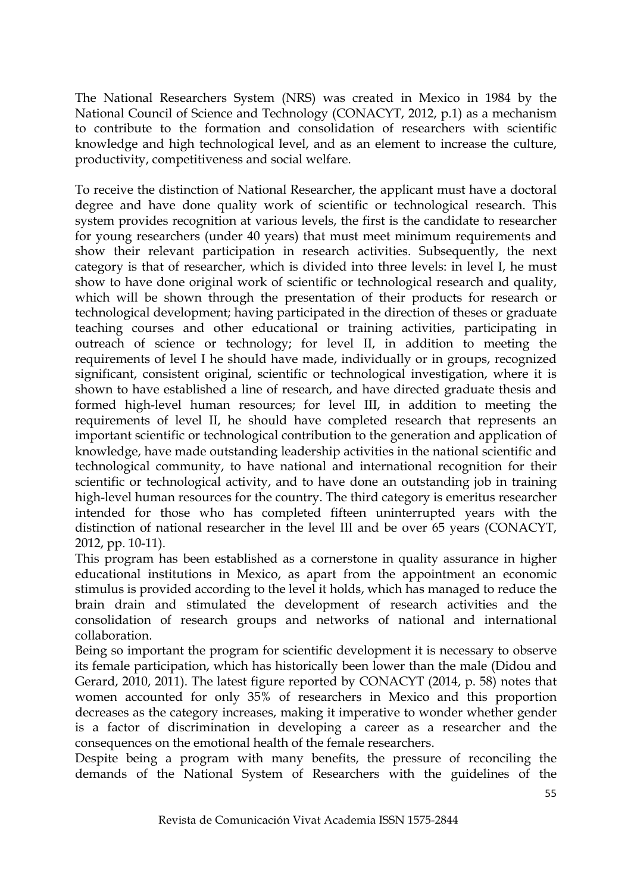The National Researchers System (NRS) was created in Mexico in 1984 by the National Council of Science and Technology (CONACYT, 2012, p.1) as a mechanism to contribute to the formation and consolidation of researchers with scientific knowledge and high technological level, and as an element to increase the culture, productivity, competitiveness and social welfare.

To receive the distinction of National Researcher, the applicant must have a doctoral degree and have done quality work of scientific or technological research. This system provides recognition at various levels, the first is the candidate to researcher for young researchers (under 40 years) that must meet minimum requirements and show their relevant participation in research activities. Subsequently, the next category is that of researcher, which is divided into three levels: in level I, he must show to have done original work of scientific or technological research and quality, which will be shown through the presentation of their products for research or technological development; having participated in the direction of theses or graduate teaching courses and other educational or training activities, participating in outreach of science or technology; for level II, in addition to meeting the requirements of level I he should have made, individually or in groups, recognized significant, consistent original, scientific or technological investigation, where it is shown to have established a line of research, and have directed graduate thesis and formed high-level human resources; for level III, in addition to meeting the requirements of level II, he should have completed research that represents an important scientific or technological contribution to the generation and application of knowledge, have made outstanding leadership activities in the national scientific and technological community, to have national and international recognition for their scientific or technological activity, and to have done an outstanding job in training high-level human resources for the country. The third category is emeritus researcher intended for those who has completed fifteen uninterrupted years with the distinction of national researcher in the level III and be over 65 years (CONACYT, 2012, pp. 10-11).

This program has been established as a cornerstone in quality assurance in higher educational institutions in Mexico, as apart from the appointment an economic stimulus is provided according to the level it holds, which has managed to reduce the brain drain and stimulated the development of research activities and the consolidation of research groups and networks of national and international collaboration.

Being so important the program for scientific development it is necessary to observe its female participation, which has historically been lower than the male (Didou and Gerard, 2010, 2011). The latest figure reported by CONACYT (2014, p. 58) notes that women accounted for only 35% of researchers in Mexico and this proportion decreases as the category increases, making it imperative to wonder whether gender is a factor of discrimination in developing a career as a researcher and the consequences on the emotional health of the female researchers.

Despite being a program with many benefits, the pressure of reconciling the demands of the National System of Researchers with the guidelines of the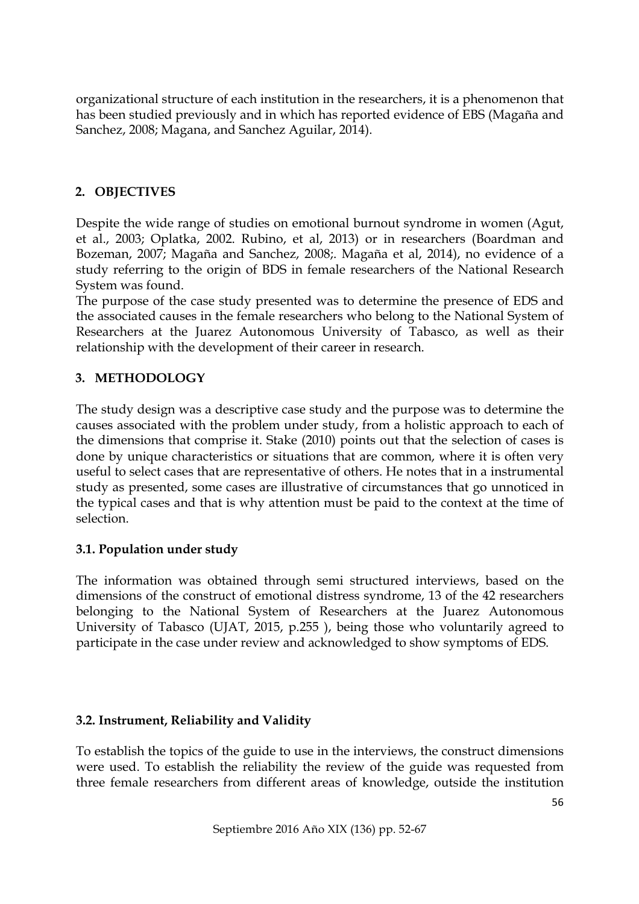organizational structure of each institution in the researchers, it is a phenomenon that has been studied previously and in which has reported evidence of EBS (Magaña and Sanchez, 2008; Magana, and Sanchez Aguilar, 2014).

## 2. OBJECTIVES

Despite the wide range of studies on emotional burnout syndrome in women (Agut, et al., 2003; Oplatka, 2002. Rubino, et al, 2013) or in researchers (Boardman and Bozeman, 2007; Magaña and Sanchez, 2008;. Magaña et al, 2014), no evidence of a study referring to the origin of BDS in female researchers of the National Research System was found.

The purpose of the case study presented was to determine the presence of EDS and the associated causes in the female researchers who belong to the National System of Researchers at the Juarez Autonomous University of Tabasco, as well as their relationship with the development of their career in research.

## 3. METHODOLOGY

The study design was a descriptive case study and the purpose was to determine the causes associated with the problem under study, from a holistic approach to each of the dimensions that comprise it. Stake (2010) points out that the selection of cases is done by unique characteristics or situations that are common, where it is often very useful to select cases that are representative of others. He notes that in a instrumental study as presented, some cases are illustrative of circumstances that go unnoticed in the typical cases and that is why attention must be paid to the context at the time of selection.

### 3.1. Population under study

The information was obtained through semi structured interviews, based on the dimensions of the construct of emotional distress syndrome, 13 of the 42 researchers belonging to the National System of Researchers at the Juarez Autonomous University of Tabasco (UJAT, 2015, p.255 ), being those who voluntarily agreed to participate in the case under review and acknowledged to show symptoms of EDS.

### 3.2. Instrument, Reliability and Validity

To establish the topics of the guide to use in the interviews, the construct dimensions were used. To establish the reliability the review of the guide was requested from three female researchers from different areas of knowledge, outside the institution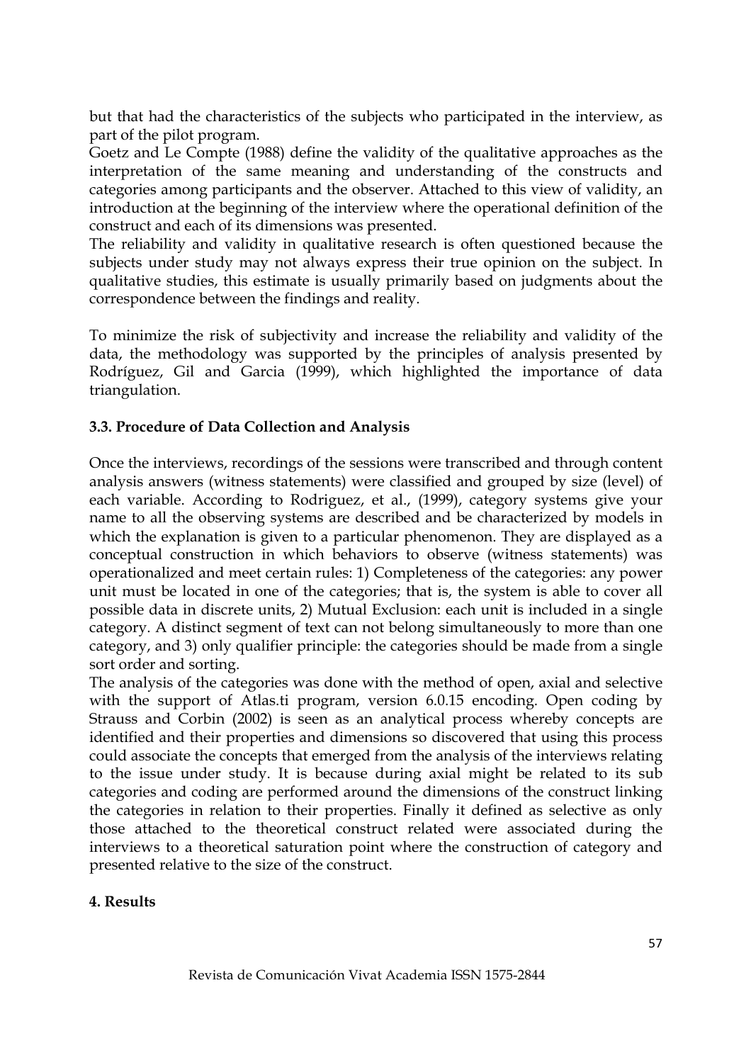but that had the characteristics of the subjects who participated in the interview, as part of the pilot program.

Goetz and Le Compte (1988) define the validity of the qualitative approaches as the interpretation of the same meaning and understanding of the constructs and categories among participants and the observer. Attached to this view of validity, an introduction at the beginning of the interview where the operational definition of the construct and each of its dimensions was presented.

The reliability and validity in qualitative research is often questioned because the subjects under study may not always express their true opinion on the subject. In qualitative studies, this estimate is usually primarily based on judgments about the correspondence between the findings and reality.

To minimize the risk of subjectivity and increase the reliability and validity of the data, the methodology was supported by the principles of analysis presented by Rodríguez, Gil and Garcia (1999), which highlighted the importance of data triangulation.

### 3.3. Procedure of Data Collection and Analysis

Once the interviews, recordings of the sessions were transcribed and through content analysis answers (witness statements) were classified and grouped by size (level) of each variable. According to Rodriguez, et al., (1999), category systems give your name to all the observing systems are described and be characterized by models in which the explanation is given to a particular phenomenon. They are displayed as a conceptual construction in which behaviors to observe (witness statements) was operationalized and meet certain rules: 1) Completeness of the categories: any power unit must be located in one of the categories; that is, the system is able to cover all possible data in discrete units, 2) Mutual Exclusion: each unit is included in a single category. A distinct segment of text can not belong simultaneously to more than one category, and 3) only qualifier principle: the categories should be made from a single sort order and sorting.

The analysis of the categories was done with the method of open, axial and selective with the support of Atlas.ti program, version 6.0.15 encoding. Open coding by Strauss and Corbin (2002) is seen as an analytical process whereby concepts are identified and their properties and dimensions so discovered that using this process could associate the concepts that emerged from the analysis of the interviews relating to the issue under study. It is because during axial might be related to its sub categories and coding are performed around the dimensions of the construct linking the categories in relation to their properties. Finally it defined as selective as only those attached to the theoretical construct related were associated during the interviews to a theoretical saturation point where the construction of category and presented relative to the size of the construct.

## 4. Results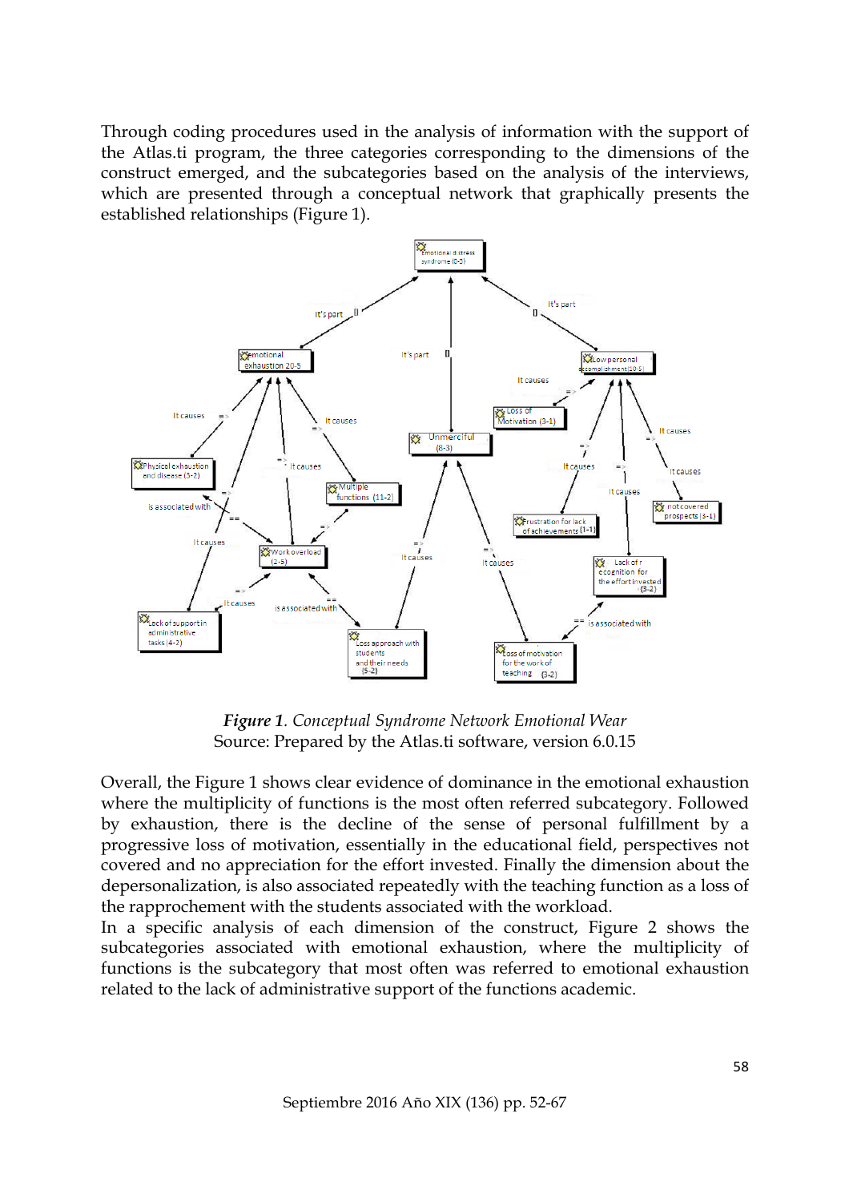Through coding procedures used in the analysis of information with the support of the Atlas.ti program, the three categories corresponding to the dimensions of the construct emerged, and the subcategories based on the analysis of the interviews, which are presented through a conceptual network that graphically presents the established relationships (Figure 1).

***Figure 1**. Conceptual Syndrome Network Emotional Wear*
Source: Prepared by the Atlas.ti software, version 6.0.15

Overall, the Figure 1 shows clear evidence of dominance in the emotional exhaustion where the multiplicity of functions is the most often referred subcategory. Followed by exhaustion, there is the decline of the sense of personal fulfillment by a progressive loss of motivation, essentially in the educational field, perspectives not covered and no appreciation for the effort invested. Finally the dimension about the depersonalization, is also associated repeatedly with the teaching function as a loss of the rapprochement with the students associated with the workload.
In a specific analysis of each dimension of the construct, Figure 2 shows the subcategories associated with emotional exhaustion, where the multiplicity of functions is the subcategory that most often was referred to emotional exhaustion related to the lack of administrative support of the functions academic.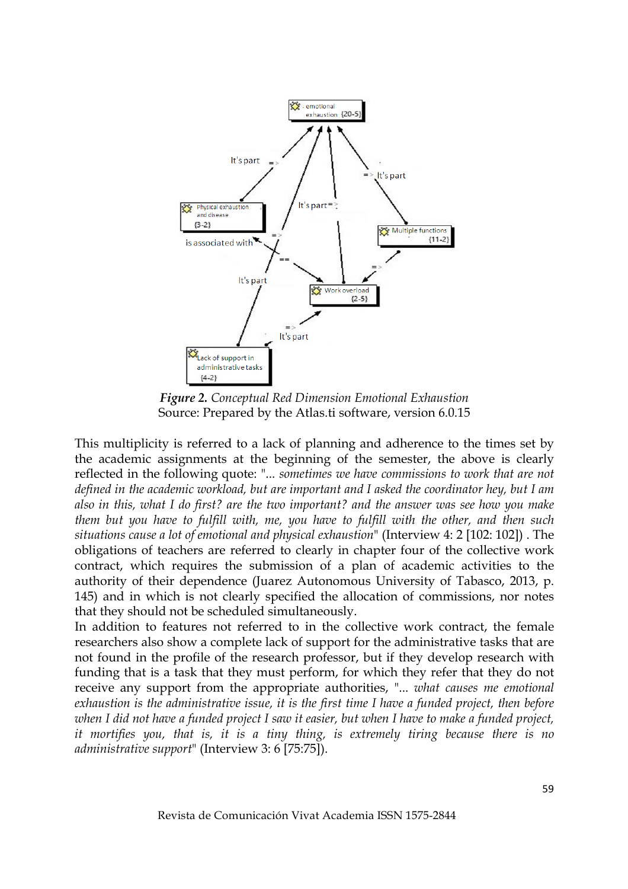***Figure 2.*** *Conceptual Red Dimension Emotional Exhaustion*
Source: Prepared by the Atlas.ti software, version 6.0.15

This multiplicity is referred to a lack of planning and adherence to the times set by the academic assignments at the beginning of the semester, the above is clearly reflected in the following quote: "... *sometimes we have commissions to work that are not defined in the academic workload, but are important and I asked the coordinator hey, but I am also in this, what I do first? are the two important? and the answer was see how you make them but you have to fulfill with, me, you have to fulfill with the other, and then such situations cause a lot of emotional and physical exhaustion*" (Interview 4: 2 [102: 102]) . The obligations of teachers are referred to clearly in chapter four of the collective work contract, which requires the submission of a plan of academic activities to the authority of their dependence (Juarez Autonomous University of Tabasco, 2013, p. 145) and in which is not clearly specified the allocation of commissions, nor notes that they should not be scheduled simultaneously.

In addition to features not referred to in the collective work contract, the female researchers also show a complete lack of support for the administrative tasks that are not found in the profile of the research professor, but if they develop research with funding that is a task that they must perform, for which they refer that they do not receive any support from the appropriate authorities, "... *what causes me emotional exhaustion is the administrative issue, it is the first time I have a funded project, then before when I did not have a funded project I saw it easier, but when I have to make a funded project, it mortifies you, that is, it is a tiny thing, is extremely tiring because there is no administrative support*" (Interview 3: 6 [75:75]).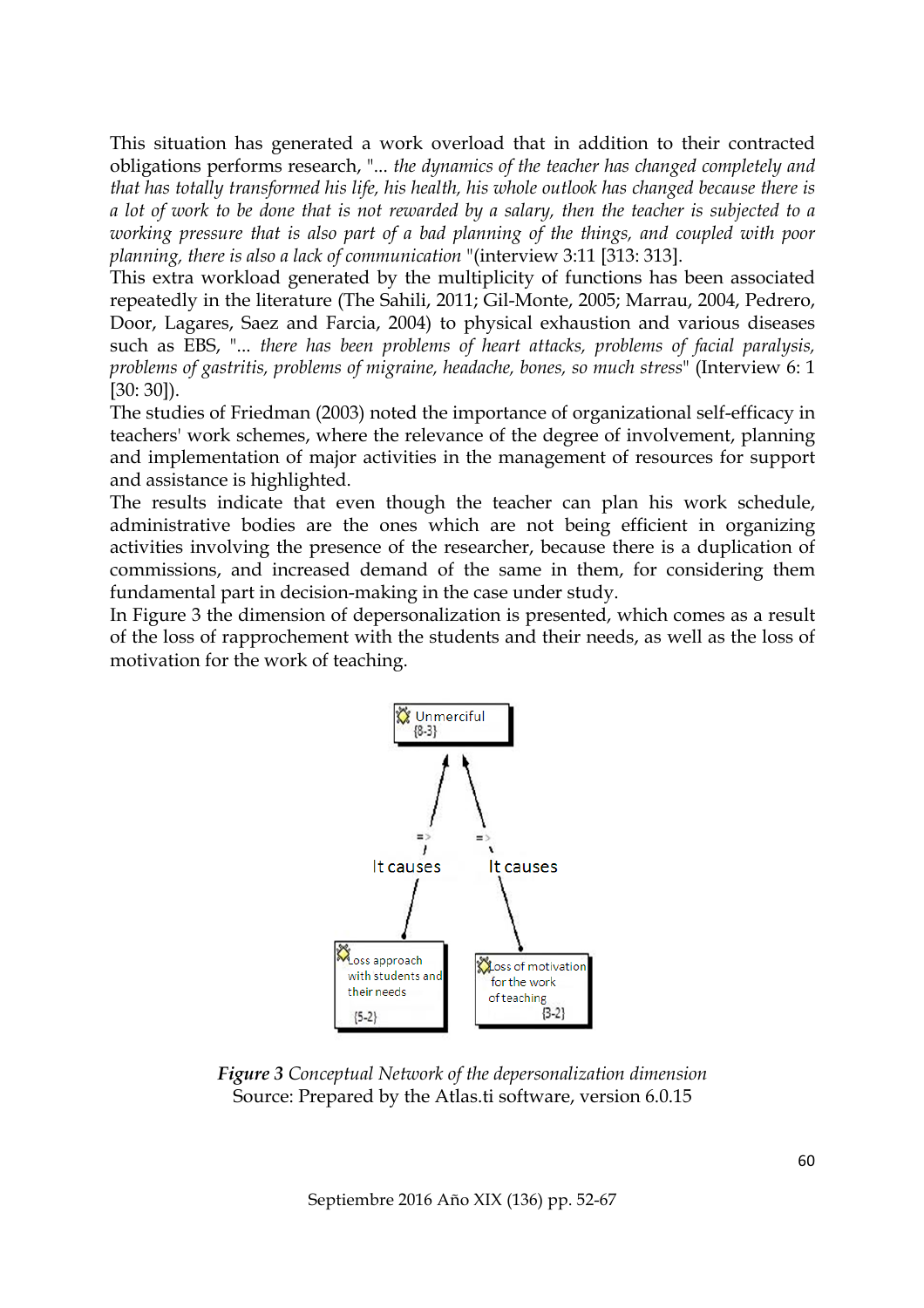This situation has generated a work overload that in addition to their contracted obligations performs research, "... *the dynamics of the teacher has changed completely and that has totally transformed his life, his health, his whole outlook has changed because there is a lot of work to be done that is not rewarded by a salary, then the teacher is subjected to a working pressure that is also part of a bad planning of the things, and coupled with poor planning, there is also a lack of communication* "(interview 3:11 [313: 313].

This extra workload generated by the multiplicity of functions has been associated repeatedly in the literature (The Sahili, 2011; Gil-Monte, 2005; Marrau, 2004, Pedrero, Door, Lagares, Saez and Farcia, 2004) to physical exhaustion and various diseases such as EBS, "... *there has been problems of heart attacks, problems of facial paralysis, problems of gastritis, problems of migraine, headache, bones, so much stress*" (Interview 6: 1 [30: 30]).

The studies of Friedman (2003) noted the importance of organizational self-efficacy in teachers' work schemes, where the relevance of the degree of involvement, planning and implementation of major activities in the management of resources for support and assistance is highlighted.

The results indicate that even though the teacher can plan his work schedule, administrative bodies are the ones which are not being efficient in organizing activities involving the presence of the researcher, because there is a duplication of commissions, and increased demand of the same in them, for considering them fundamental part in decision-making in the case under study.

In Figure 3 the dimension of depersonalization is presented, which comes as a result of the loss of rapprochement with the students and their needs, as well as the loss of motivation for the work of teaching.

Unmerciful {8-3}

It causes — It causes

Loss approach with students and their needs {5-2} — Loss of motivation for the work of teaching {3-2}

***Figure 3*** *Conceptual Network of the depersonalization dimension*
Source: Prepared by the Atlas.ti software, version 6.0.15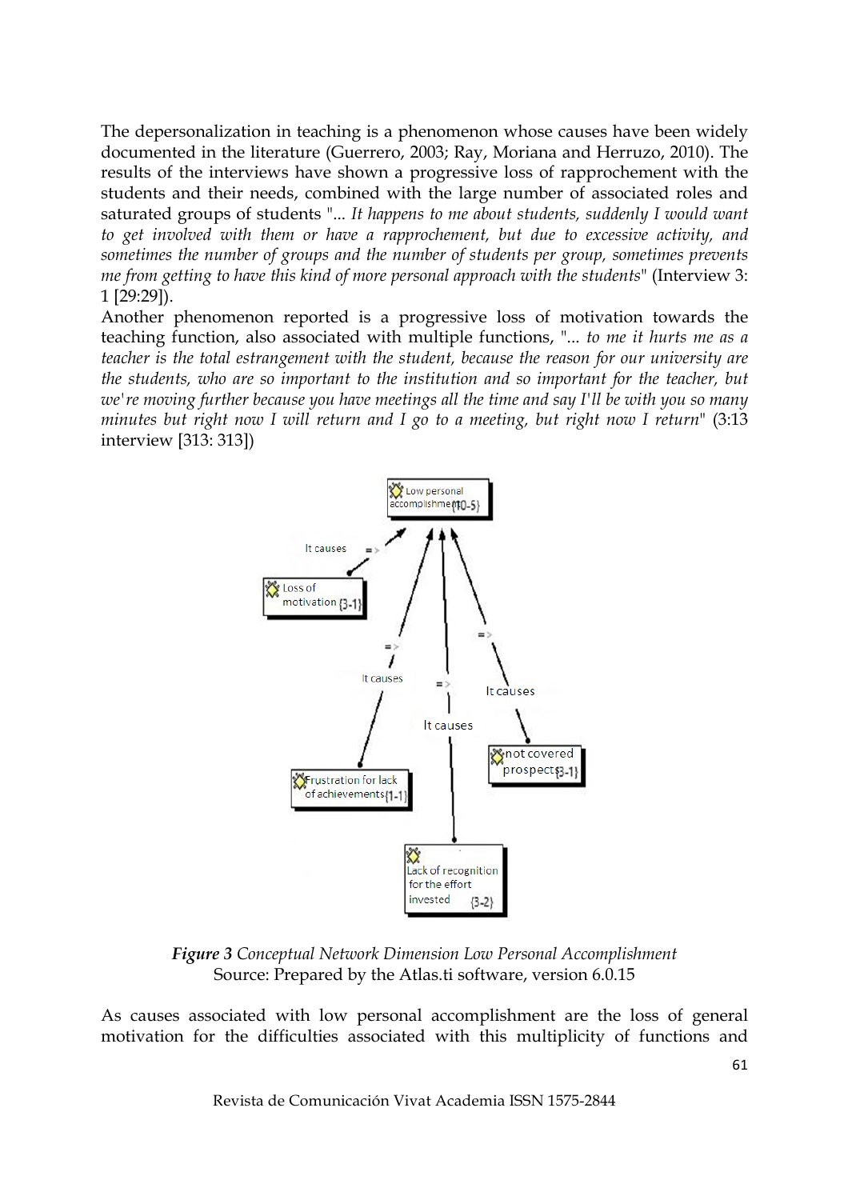The depersonalization in teaching is a phenomenon whose causes have been widely documented in the literature (Guerrero, 2003; Ray, Moriana and Herruzo, 2010). The results of the interviews have shown a progressive loss of rapprochement with the students and their needs, combined with the large number of associated roles and saturated groups of students "... *It happens to me about students, suddenly I would want to get involved with them or have a rapprochement, but due to excessive activity, and sometimes the number of groups and the number of students per group, sometimes prevents me from getting to have this kind of more personal approach with the students*" (Interview 3: 1 [29:29]).

Another phenomenon reported is a progressive loss of motivation towards the teaching function, also associated with multiple functions, "... *to me it hurts me as a teacher is the total estrangement with the student, because the reason for our university are the students, who are so important to the institution and so important for the teacher, but we're moving further because you have meetings all the time and say I'll be with you so many minutes but right now I will return and I go to a meeting, but right now I return*" (3:13 interview [313: 313])

Low personal accomplishment {10-5}

It causes

Loss of motivation {3-1}

It causes

It causes

It causes

Frustration for lack of achievements {1-1}

not covered prospects {3-1}

Lack of recognition for the effort invested {3-2}

***Figure 3*** *Conceptual Network Dimension Low Personal Accomplishment*
Source: Prepared by the Atlas.ti software, version 6.0.15

As causes associated with low personal accomplishment are the loss of general motivation for the difficulties associated with this multiplicity of functions and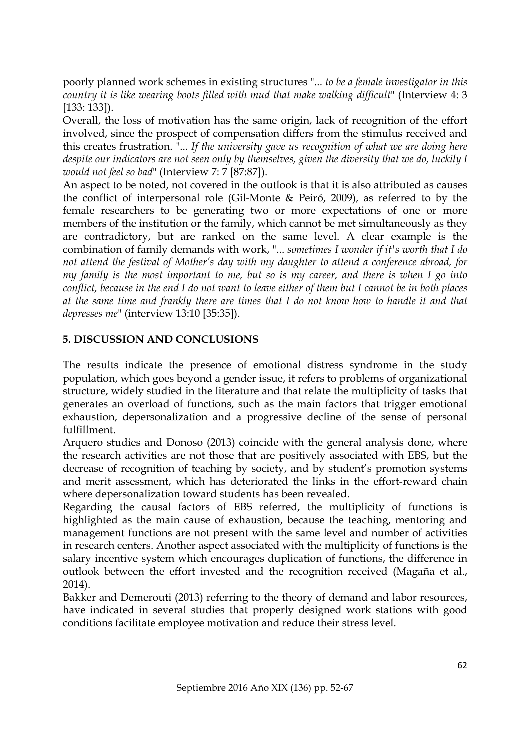poorly planned work schemes in existing structures "... *to be a female investigator in this country it is like wearing boots filled with mud that make walking difficult*" (Interview 4: 3 [133: 133]).

Overall, the loss of motivation has the same origin, lack of recognition of the effort involved, since the prospect of compensation differs from the stimulus received and this creates frustration. "... *If the university gave us recognition of what we are doing here despite our indicators are not seen only by themselves, given the diversity that we do, luckily I would not feel so bad*" (Interview 7: 7 [87:87]).

An aspect to be noted, not covered in the outlook is that it is also attributed as causes the conflict of interpersonal role (Gil-Monte & Peiró, 2009), as referred to by the female researchers to be generating two or more expectations of one or more members of the institution or the family, which cannot be met simultaneously as they are contradictory, but are ranked on the same level. A clear example is the combination of family demands with work, "... *sometimes I wonder if it's worth that I do not attend the festival of Mother's day with my daughter to attend a conference abroad, for my family is the most important to me, but so is my career, and there is when I go into conflict, because in the end I do not want to leave either of them but I cannot be in both places at the same time and frankly there are times that I do not know how to handle it and that depresses me*" (interview 13:10 [35:35]).

## 5. DISCUSSION AND CONCLUSIONS

The results indicate the presence of emotional distress syndrome in the study population, which goes beyond a gender issue, it refers to problems of organizational structure, widely studied in the literature and that relate the multiplicity of tasks that generates an overload of functions, such as the main factors that trigger emotional exhaustion, depersonalization and a progressive decline of the sense of personal fulfillment.

Arquero studies and Donoso (2013) coincide with the general analysis done, where the research activities are not those that are positively associated with EBS, but the decrease of recognition of teaching by society, and by student's promotion systems and merit assessment, which has deteriorated the links in the effort-reward chain where depersonalization toward students has been revealed.

Regarding the causal factors of EBS referred, the multiplicity of functions is highlighted as the main cause of exhaustion, because the teaching, mentoring and management functions are not present with the same level and number of activities in research centers. Another aspect associated with the multiplicity of functions is the salary incentive system which encourages duplication of functions, the difference in outlook between the effort invested and the recognition received (Magaña et al., 2014).

Bakker and Demerouti (2013) referring to the theory of demand and labor resources, have indicated in several studies that properly designed work stations with good conditions facilitate employee motivation and reduce their stress level.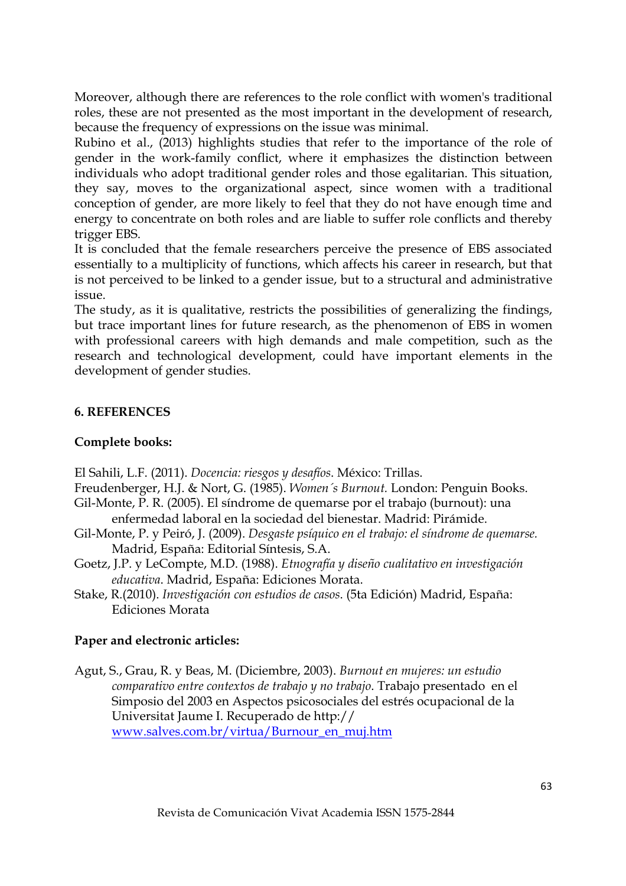Moreover, although there are references to the role conflict with women's traditional roles, these are not presented as the most important in the development of research, because the frequency of expressions on the issue was minimal.

Rubino et al., (2013) highlights studies that refer to the importance of the role of gender in the work-family conflict, where it emphasizes the distinction between individuals who adopt traditional gender roles and those egalitarian. This situation, they say, moves to the organizational aspect, since women with a traditional conception of gender, are more likely to feel that they do not have enough time and energy to concentrate on both roles and are liable to suffer role conflicts and thereby trigger EBS.

It is concluded that the female researchers perceive the presence of EBS associated essentially to a multiplicity of functions, which affects his career in research, but that is not perceived to be linked to a gender issue, but to a structural and administrative issue.

The study, as it is qualitative, restricts the possibilities of generalizing the findings, but trace important lines for future research, as the phenomenon of EBS in women with professional careers with high demands and male competition, such as the research and technological development, could have important elements in the development of gender studies.

## 6. REFERENCES

**Complete books:**

El Sahili, L.F. (2011). *Docencia: riesgos y desafíos*. México: Trillas.

Freudenberger, H.J. & Nort, G. (1985). *Women´s Burnout.* London: Penguin Books.

Gil-Monte, P. R. (2005). El síndrome de quemarse por el trabajo (burnout): una enfermedad laboral en la sociedad del bienestar. Madrid: Pirámide.

Gil-Monte, P. y Peiró, J. (2009). *Desgaste psíquico en el trabajo: el síndrome de quemarse.* Madrid, España: Editorial Síntesis, S.A.

Goetz, J.P. y LeCompte, M.D. (1988). *Etnografía y diseño cualitativo en investigación educativa*. Madrid, España: Ediciones Morata.

Stake, R.(2010). *Investigación con estudios de casos*. (5ta Edición) Madrid, España: Ediciones Morata

**Paper and electronic articles:**

Agut, S., Grau, R. y Beas, M. (Diciembre, 2003). *Burnout en mujeres: un estudio comparativo entre contextos de trabajo y no trabajo*. Trabajo presentado en el Simposio del 2003 en Aspectos psicosociales del estrés ocupacional de la Universitat Jaume I. Recuperado de http:// www.salves.com.br/virtua/Burnour_en_muj.htm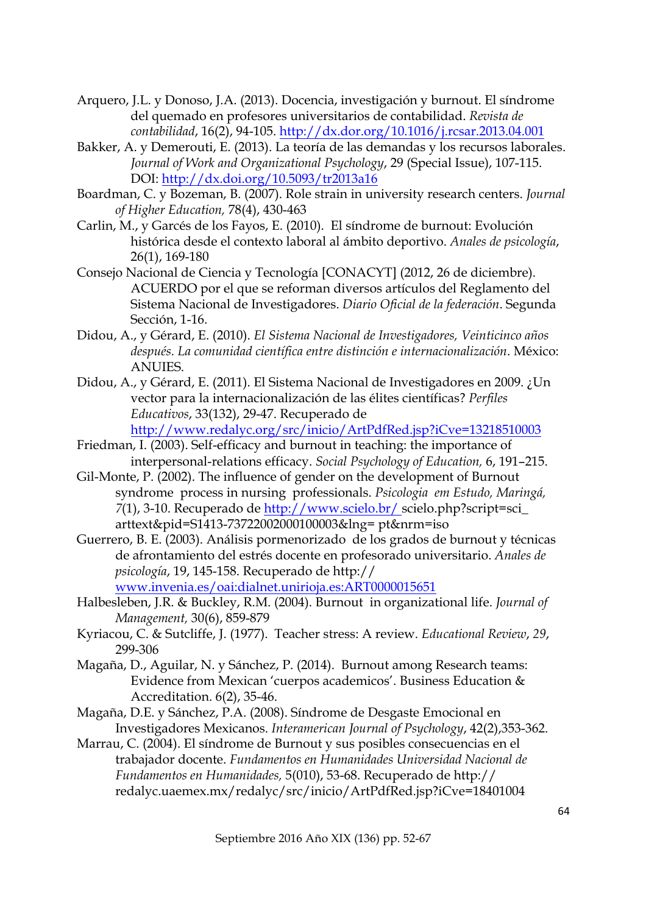Arquero, J.L. y Donoso, J.A. (2013). Docencia, investigación y burnout. El síndrome del quemado en profesores universitarios de contabilidad. *Revista de contabilidad*, 16(2), 94-105. http://dx.dor.org/10.1016/j.rcsar.2013.04.001

Bakker, A. y Demerouti, E. (2013). La teoría de las demandas y los recursos laborales. *Journal of Work and Organizational Psychology*, 29 (Special Issue), 107-115. DOI: http://dx.doi.org/10.5093/tr2013a16

Boardman, C. y Bozeman, B. (2007). Role strain in university research centers. *Journal of Higher Education,* 78(4), 430-463

Carlin, M., y Garcés de los Fayos, E. (2010). El síndrome de burnout: Evolución histórica desde el contexto laboral al ámbito deportivo. *Anales de psicología*, 26(1), 169-180

Consejo Nacional de Ciencia y Tecnología [CONACYT] (2012, 26 de diciembre). ACUERDO por el que se reforman diversos artículos del Reglamento del Sistema Nacional de Investigadores. *Diario Oficial de la federación*. Segunda Sección, 1-16.

Didou, A., y Gérard, E. (2010). *El Sistema Nacional de Investigadores, Veinticinco años después. La comunidad científica entre distinción e internacionalización*. México: ANUIES.

Didou, A., y Gérard, E. (2011). El Sistema Nacional de Investigadores en 2009. ¿Un vector para la internacionalización de las élites científicas? *Perfiles Educativos*, 33(132), 29-47. Recuperado de http://www.redalyc.org/src/inicio/ArtPdfRed.jsp?iCve=13218510003

Friedman, I. (2003). Self-efficacy and burnout in teaching: the importance of interpersonal-relations efficacy. *Social Psychology of Education,* 6, 191–215.

Gil-Monte, P. (2002). The influence of gender on the development of Burnout syndrome process in nursing professionals. *Psicologia em Estudo, Maringá, 7*(1), 3-10. Recuperado de http://www.scielo.br/ scielo.php?script=sci_ arttext&pid=S1413-73722002000100003&lng= pt&nrm=iso

Guerrero, B. E. (2003). Análisis pormenorizado de los grados de burnout y técnicas de afrontamiento del estrés docente en profesorado universitario. *Anales de psicología*, 19, 145-158. Recuperado de http:// www.invenia.es/oai:dialnet.unirioja.es:ART0000015651

Halbesleben, J.R. & Buckley, R.M. (2004). Burnout in organizational life. *Journal of Management,* 30(6), 859-879

Kyriacou, C. & Sutcliffe, J. (1977). Teacher stress: A review. *Educational Review*, *29*, 299-306

Magaña, D., Aguilar, N. y Sánchez, P. (2014). Burnout among Research teams: Evidence from Mexican 'cuerpos academicos'. Business Education & Accreditation. 6(2), 35-46.

Magaña, D.E. y Sánchez, P.A. (2008). Síndrome de Desgaste Emocional en Investigadores Mexicanos. *Interamerican Journal of Psychology*, 42(2),353-362.

Marrau, C. (2004). El síndrome de Burnout y sus posibles consecuencias en el trabajador docente. *Fundamentos en Humanidades Universidad Nacional de Fundamentos en Humanidades,* 5(010), 53-68. Recuperado de http:// redalyc.uaemex.mx/redalyc/src/inicio/ArtPdfRed.jsp?iCve=18401004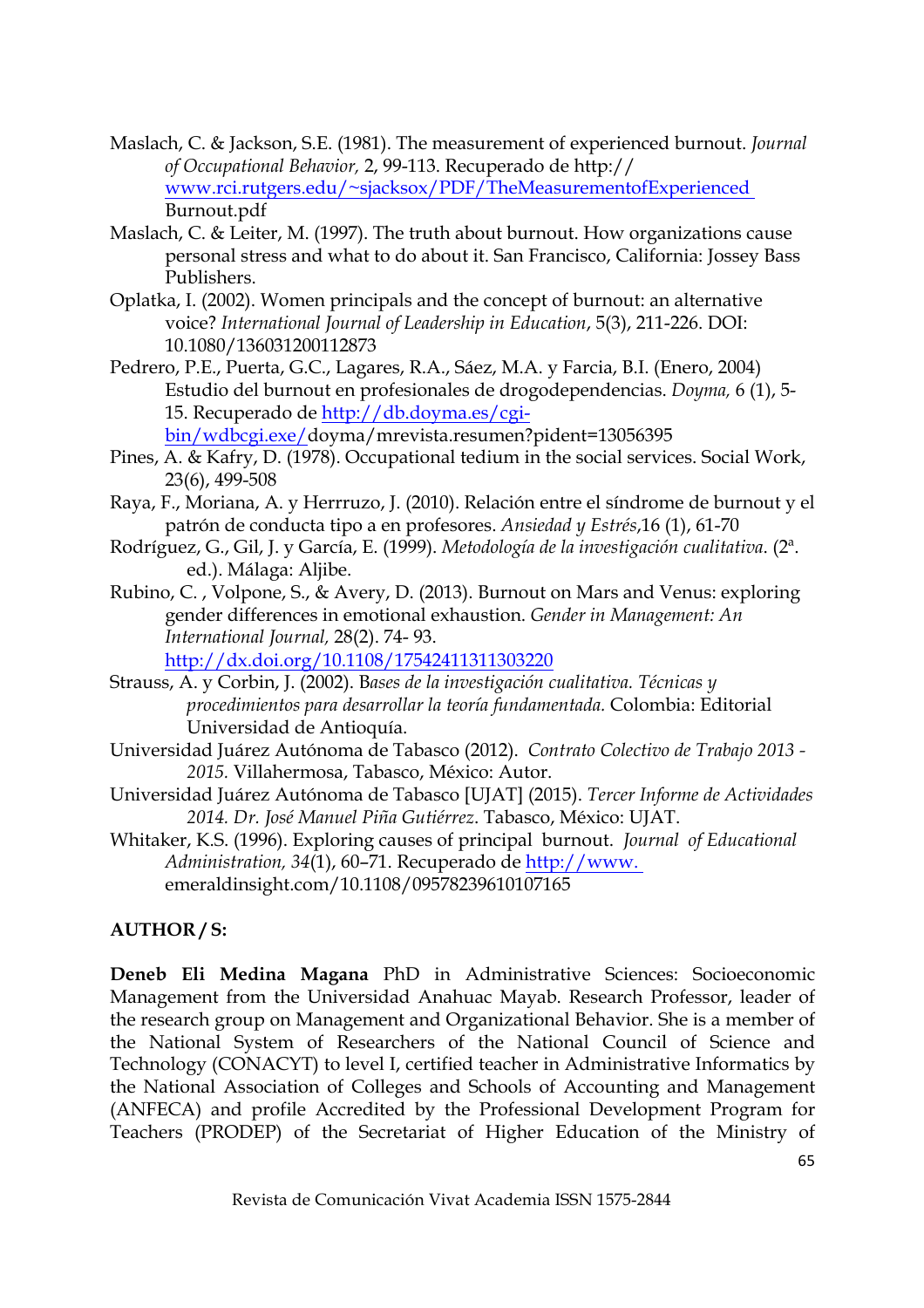Maslach, C. & Jackson, S.E. (1981). The measurement of experienced burnout. *Journal of Occupational Behavior,* 2, 99-113. Recuperado de http:// www.rci.rutgers.edu/~sjacksox/PDF/TheMeasurementofExperienced Burnout.pdf

Maslach, C. & Leiter, M. (1997). The truth about burnout. How organizations cause personal stress and what to do about it. San Francisco, California: Jossey Bass Publishers.

Oplatka, I. (2002). Women principals and the concept of burnout: an alternative voice? *International Journal of Leadership in Education*, 5(3), 211-226. DOI: 10.1080/136031200112873

Pedrero, P.E., Puerta, G.C., Lagares, R.A., Sáez, M.A. y Farcia, B.I. (Enero, 2004) Estudio del burnout en profesionales de drogodependencias. *Doyma,* 6 (1), 5-15. Recuperado de http://db.doyma.es/cgi-bin/wdbcgi.exe/doyma/mrevista.resumen?pident=13056395

Pines, A. & Kafry, D. (1978). Occupational tedium in the social services. Social Work, 23(6), 499-508

Raya, F., Moriana, A. y Herrruzo, J. (2010). Relación entre el síndrome de burnout y el patrón de conducta tipo a en profesores. *Ansiedad y Estrés*,16 (1), 61-70

Rodríguez, G., Gil, J. y García, E. (1999). *Metodología de la investigación cualitativa.* (2ª. ed.). Málaga: Aljibe.

Rubino, C. , Volpone, S., & Avery, D. (2013). Burnout on Mars and Venus: exploring gender differences in emotional exhaustion. *Gender in Management: An International Journal,* 28(2). 74- 93. http://dx.doi.org/10.1108/17542411311303220

Strauss, A. y Corbin, J. (2002). B*ases de la investigación cualitativa. Técnicas y procedimientos para desarrollar la teoría fundamentada.* Colombia: Editorial Universidad de Antioquía.

Universidad Juárez Autónoma de Tabasco (2012). *Contrato Colectivo de Trabajo 2013 - 2015.* Villahermosa, Tabasco, México: Autor.

Universidad Juárez Autónoma de Tabasco [UJAT] (2015). *Tercer Informe de Actividades 2014. Dr. José Manuel Piña Gutiérrez*. Tabasco, México: UJAT.

Whitaker, K.S. (1996). Exploring causes of principal burnout. *Journal of Educational Administration, 34*(1), 60–71. Recuperado de http://www.emeraldinsight.com/10.1108/09578239610107165

**AUTHOR / S:**

**Deneb Eli Medina Magana** PhD in Administrative Sciences: Socioeconomic Management from the Universidad Anahuac Mayab. Research Professor, leader of the research group on Management and Organizational Behavior. She is a member of the National System of Researchers of the National Council of Science and Technology (CONACYT) to level I, certified teacher in Administrative Informatics by the National Association of Colleges and Schools of Accounting and Management (ANFECA) and profile Accredited by the Professional Development Program for Teachers (PRODEP) of the Secretariat of Higher Education of the Ministry of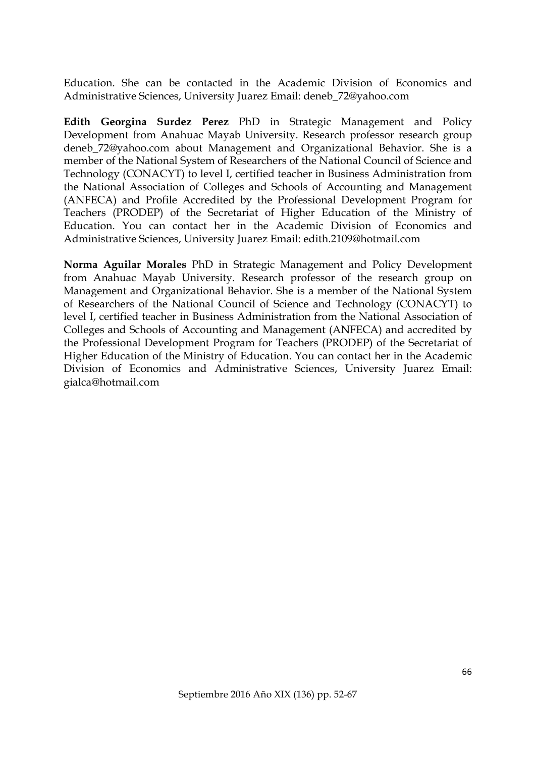Education. She can be contacted in the Academic Division of Economics and Administrative Sciences, University Juarez Email: deneb_72@yahoo.com

**Edith Georgina Surdez Perez** PhD in Strategic Management and Policy Development from Anahuac Mayab University. Research professor research group deneb_72@yahoo.com about Management and Organizational Behavior. She is a member of the National System of Researchers of the National Council of Science and Technology (CONACYT) to level I, certified teacher in Business Administration from the National Association of Colleges and Schools of Accounting and Management (ANFECA) and Profile Accredited by the Professional Development Program for Teachers (PRODEP) of the Secretariat of Higher Education of the Ministry of Education. You can contact her in the Academic Division of Economics and Administrative Sciences, University Juarez Email: edith.2109@hotmail.com

**Norma Aguilar Morales** PhD in Strategic Management and Policy Development from Anahuac Mayab University. Research professor of the research group on Management and Organizational Behavior. She is a member of the National System of Researchers of the National Council of Science and Technology (CONACYT) to level I, certified teacher in Business Administration from the National Association of Colleges and Schools of Accounting and Management (ANFECA) and accredited by the Professional Development Program for Teachers (PRODEP) of the Secretariat of Higher Education of the Ministry of Education. You can contact her in the Academic Division of Economics and Administrative Sciences, University Juarez Email: gialca@hotmail.com